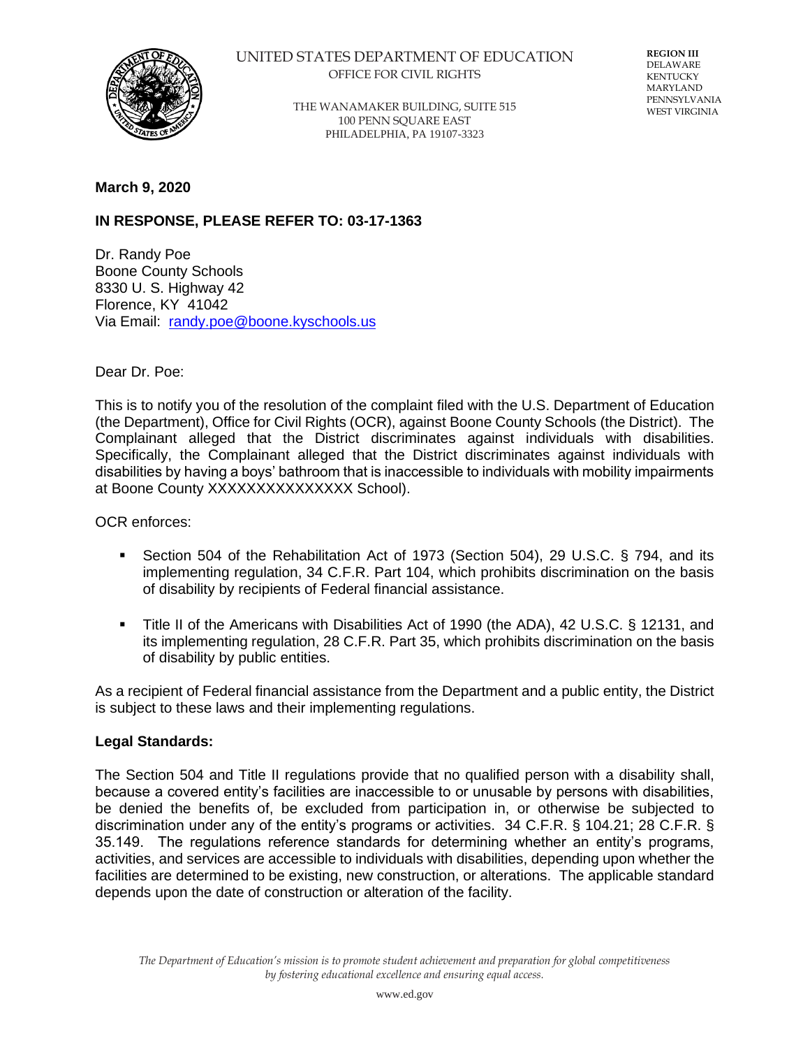UNITED STATES DEPARTMENT OF EDUCATION
OFFICE FOR CIVIL RIGHTS

THE WANAMAKER BUILDING, SUITE 515
100 PENN SQUARE EAST
PHILADELPHIA, PA 19107-3323

REGION III
DELAWARE
KENTUCKY
MARYLAND
PENNSYLVANIA
WEST VIRGINIA

**March 9, 2020**

**IN RESPONSE, PLEASE REFER TO: 03-17-1363**

Dr. Randy Poe
Boone County Schools
8330 U. S. Highway 42
Florence, KY 41042
Via Email: randy.poe@boone.kyschools.us

Dear Dr. Poe:

This is to notify you of the resolution of the complaint filed with the U.S. Department of Education (the Department), Office for Civil Rights (OCR), against Boone County Schools (the District). The Complainant alleged that the District discriminates against individuals with disabilities. Specifically, the Complainant alleged that the District discriminates against individuals with disabilities by having a boys' bathroom that is inaccessible to individuals with mobility impairments at Boone County XXXXXXXXXXXXXXX School).

OCR enforces:

- Section 504 of the Rehabilitation Act of 1973 (Section 504), 29 U.S.C. § 794, and its implementing regulation, 34 C.F.R. Part 104, which prohibits discrimination on the basis of disability by recipients of Federal financial assistance.
- Title II of the Americans with Disabilities Act of 1990 (the ADA), 42 U.S.C. § 12131, and its implementing regulation, 28 C.F.R. Part 35, which prohibits discrimination on the basis of disability by public entities.

As a recipient of Federal financial assistance from the Department and a public entity, the District is subject to these laws and their implementing regulations.

**Legal Standards:**

The Section 504 and Title II regulations provide that no qualified person with a disability shall, because a covered entity's facilities are inaccessible to or unusable by persons with disabilities, be denied the benefits of, be excluded from participation in, or otherwise be subjected to discrimination under any of the entity's programs or activities. 34 C.F.R. § 104.21; 28 C.F.R. § 35.149. The regulations reference standards for determining whether an entity's programs, activities, and services are accessible to individuals with disabilities, depending upon whether the facilities are determined to be existing, new construction, or alterations. The applicable standard depends upon the date of construction or alteration of the facility.

*The Department of Education's mission is to promote student achievement and preparation for global competitiveness by fostering educational excellence and ensuring equal access.*

www.ed.gov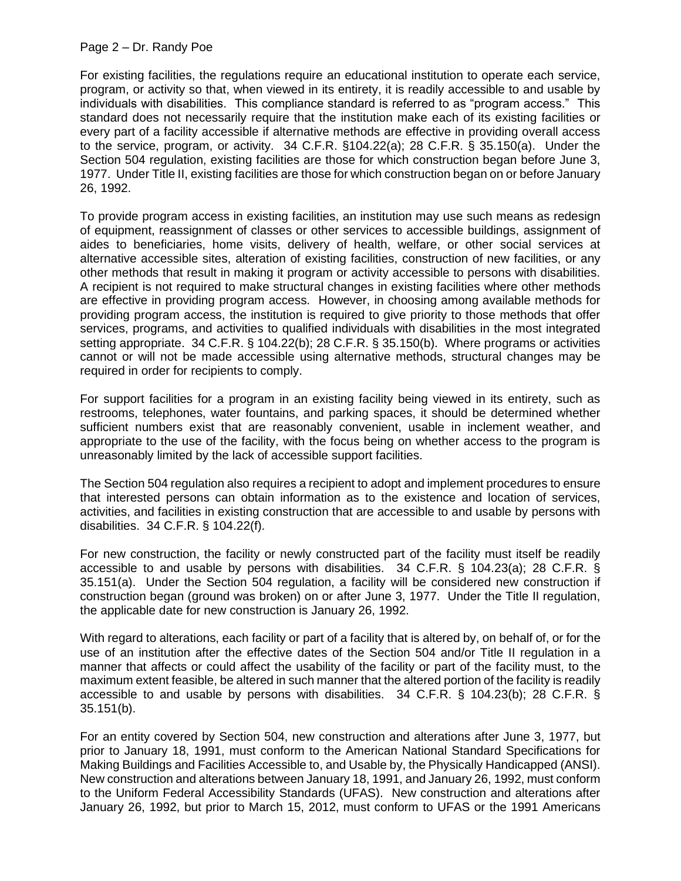For existing facilities, the regulations require an educational institution to operate each service, program, or activity so that, when viewed in its entirety, it is readily accessible to and usable by individuals with disabilities. This compliance standard is referred to as "program access." This standard does not necessarily require that the institution make each of its existing facilities or every part of a facility accessible if alternative methods are effective in providing overall access to the service, program, or activity. 34 C.F.R. §104.22(a); 28 C.F.R. § 35.150(a). Under the Section 504 regulation, existing facilities are those for which construction began before June 3, 1977. Under Title II, existing facilities are those for which construction began on or before January 26, 1992.

To provide program access in existing facilities, an institution may use such means as redesign of equipment, reassignment of classes or other services to accessible buildings, assignment of aides to beneficiaries, home visits, delivery of health, welfare, or other social services at alternative accessible sites, alteration of existing facilities, construction of new facilities, or any other methods that result in making it program or activity accessible to persons with disabilities. A recipient is not required to make structural changes in existing facilities where other methods are effective in providing program access. However, in choosing among available methods for providing program access, the institution is required to give priority to those methods that offer services, programs, and activities to qualified individuals with disabilities in the most integrated setting appropriate. 34 C.F.R. § 104.22(b); 28 C.F.R. § 35.150(b). Where programs or activities cannot or will not be made accessible using alternative methods, structural changes may be required in order for recipients to comply.

For support facilities for a program in an existing facility being viewed in its entirety, such as restrooms, telephones, water fountains, and parking spaces, it should be determined whether sufficient numbers exist that are reasonably convenient, usable in inclement weather, and appropriate to the use of the facility, with the focus being on whether access to the program is unreasonably limited by the lack of accessible support facilities.

The Section 504 regulation also requires a recipient to adopt and implement procedures to ensure that interested persons can obtain information as to the existence and location of services, activities, and facilities in existing construction that are accessible to and usable by persons with disabilities. 34 C.F.R. § 104.22(f).

For new construction, the facility or newly constructed part of the facility must itself be readily accessible to and usable by persons with disabilities. 34 C.F.R. § 104.23(a); 28 C.F.R. § 35.151(a). Under the Section 504 regulation, a facility will be considered new construction if construction began (ground was broken) on or after June 3, 1977. Under the Title II regulation, the applicable date for new construction is January 26, 1992.

With regard to alterations, each facility or part of a facility that is altered by, on behalf of, or for the use of an institution after the effective dates of the Section 504 and/or Title II regulation in a manner that affects or could affect the usability of the facility or part of the facility must, to the maximum extent feasible, be altered in such manner that the altered portion of the facility is readily accessible to and usable by persons with disabilities. 34 C.F.R. § 104.23(b); 28 C.F.R. § 35.151(b).

For an entity covered by Section 504, new construction and alterations after June 3, 1977, but prior to January 18, 1991, must conform to the American National Standard Specifications for Making Buildings and Facilities Accessible to, and Usable by, the Physically Handicapped (ANSI). New construction and alterations between January 18, 1991, and January 26, 1992, must conform to the Uniform Federal Accessibility Standards (UFAS). New construction and alterations after January 26, 1992, but prior to March 15, 2012, must conform to UFAS or the 1991 Americans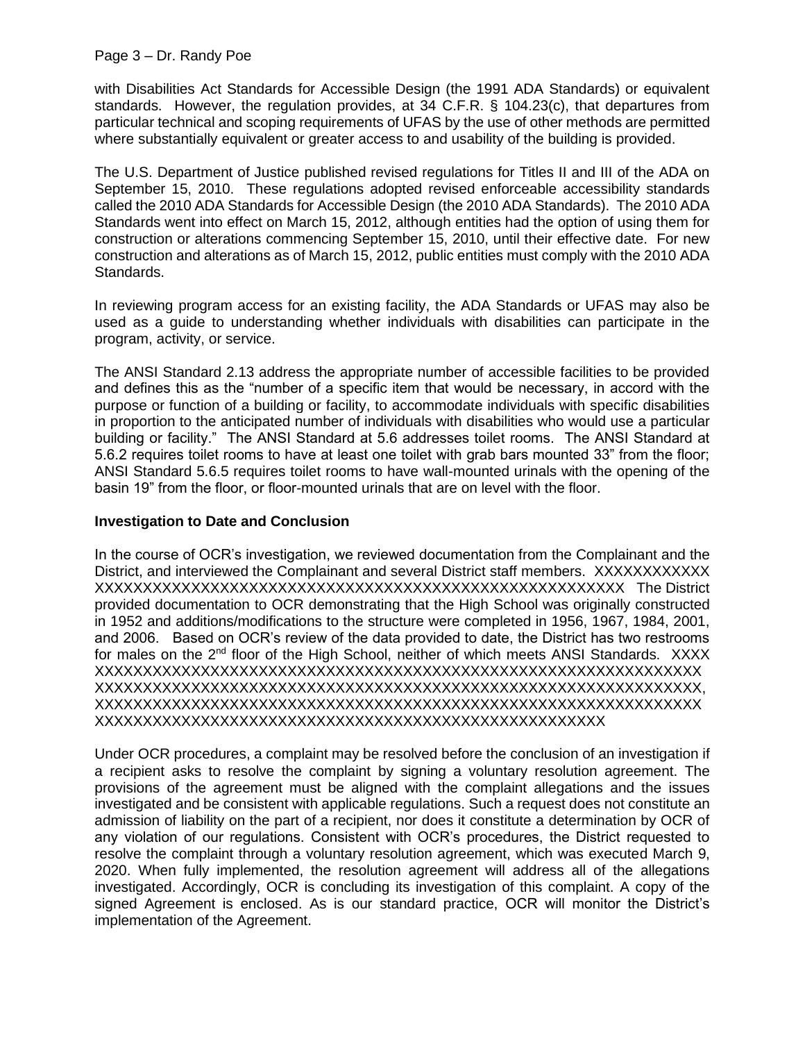with Disabilities Act Standards for Accessible Design (the 1991 ADA Standards) or equivalent standards. However, the regulation provides, at 34 C.F.R. § 104.23(c), that departures from particular technical and scoping requirements of UFAS by the use of other methods are permitted where substantially equivalent or greater access to and usability of the building is provided.

The U.S. Department of Justice published revised regulations for Titles II and III of the ADA on September 15, 2010. These regulations adopted revised enforceable accessibility standards called the 2010 ADA Standards for Accessible Design (the 2010 ADA Standards). The 2010 ADA Standards went into effect on March 15, 2012, although entities had the option of using them for construction or alterations commencing September 15, 2010, until their effective date. For new construction and alterations as of March 15, 2012, public entities must comply with the 2010 ADA Standards.

In reviewing program access for an existing facility, the ADA Standards or UFAS may also be used as a guide to understanding whether individuals with disabilities can participate in the program, activity, or service.

The ANSI Standard 2.13 address the appropriate number of accessible facilities to be provided and defines this as the "number of a specific item that would be necessary, in accord with the purpose or function of a building or facility, to accommodate individuals with specific disabilities in proportion to the anticipated number of individuals with disabilities who would use a particular building or facility." The ANSI Standard at 5.6 addresses toilet rooms. The ANSI Standard at 5.6.2 requires toilet rooms to have at least one toilet with grab bars mounted 33" from the floor; ANSI Standard 5.6.5 requires toilet rooms to have wall-mounted urinals with the opening of the basin 19" from the floor, or floor-mounted urinals that are on level with the floor.

**Investigation to Date and Conclusion**

In the course of OCR's investigation, we reviewed documentation from the Complainant and the District, and interviewed the Complainant and several District staff members. XXXXXXXXXXXX XXXXXXXXXXXXXXXXXXXXXXXXXXXXXXXXXXXXXXXXXXXXXXXXXXXXXXX The District provided documentation to OCR demonstrating that the High School was originally constructed in 1952 and additions/modifications to the structure were completed in 1956, 1967, 1984, 2001, and 2006. Based on OCR's review of the data provided to date, the District has two restrooms for males on the 2nd floor of the High School, neither of which meets ANSI Standards. XXXX XXXXXXXXXXXXXXXXXXXXXXXXXXXXXXXXXXXXXXXXXXXXXXXXXXXXXXXXXXXXXXX XXXXXXXXXXXXXXXXXXXXXXXXXXXXXXXXXXXXXXXXXXXXXXXXXXXXXXXXXXXXXXXX, XXXXXXXXXXXXXXXXXXXXXXXXXXXXXXXXXXXXXXXXXXXXXXXXXXXXXXXXXXXXXXXXXX XXXXXXXXXXXXXXXXXXXXXXXXXXXXXXXXXXXXXXXXXXXXXXXXXXXX

Under OCR procedures, a complaint may be resolved before the conclusion of an investigation if a recipient asks to resolve the complaint by signing a voluntary resolution agreement. The provisions of the agreement must be aligned with the complaint allegations and the issues investigated and be consistent with applicable regulations. Such a request does not constitute an admission of liability on the part of a recipient, nor does it constitute a determination by OCR of any violation of our regulations. Consistent with OCR's procedures, the District requested to resolve the complaint through a voluntary resolution agreement, which was executed March 9, 2020. When fully implemented, the resolution agreement will address all of the allegations investigated. Accordingly, OCR is concluding its investigation of this complaint. A copy of the signed Agreement is enclosed. As is our standard practice, OCR will monitor the District's implementation of the Agreement.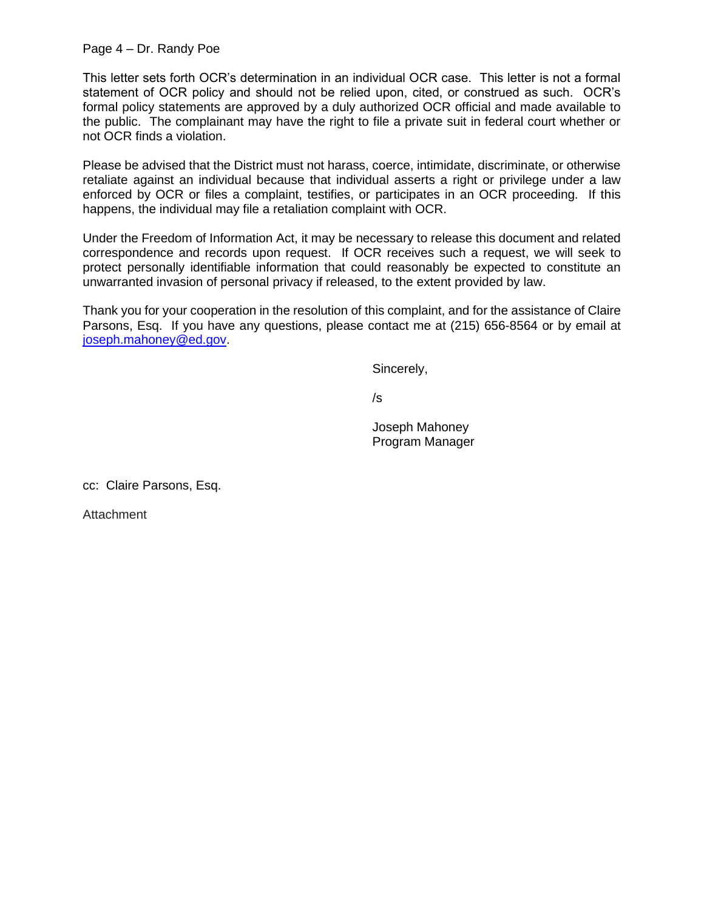This letter sets forth OCR's determination in an individual OCR case. This letter is not a formal statement of OCR policy and should not be relied upon, cited, or construed as such. OCR's formal policy statements are approved by a duly authorized OCR official and made available to the public. The complainant may have the right to file a private suit in federal court whether or not OCR finds a violation.

Please be advised that the District must not harass, coerce, intimidate, discriminate, or otherwise retaliate against an individual because that individual asserts a right or privilege under a law enforced by OCR or files a complaint, testifies, or participates in an OCR proceeding. If this happens, the individual may file a retaliation complaint with OCR.

Under the Freedom of Information Act, it may be necessary to release this document and related correspondence and records upon request. If OCR receives such a request, we will seek to protect personally identifiable information that could reasonably be expected to constitute an unwarranted invasion of personal privacy if released, to the extent provided by law.

Thank you for your cooperation in the resolution of this complaint, and for the assistance of Claire Parsons, Esq. If you have any questions, please contact me at (215) 656-8564 or by email at joseph.mahoney@ed.gov.

Sincerely,

/s

Joseph Mahoney
Program Manager

cc: Claire Parsons, Esq.

Attachment